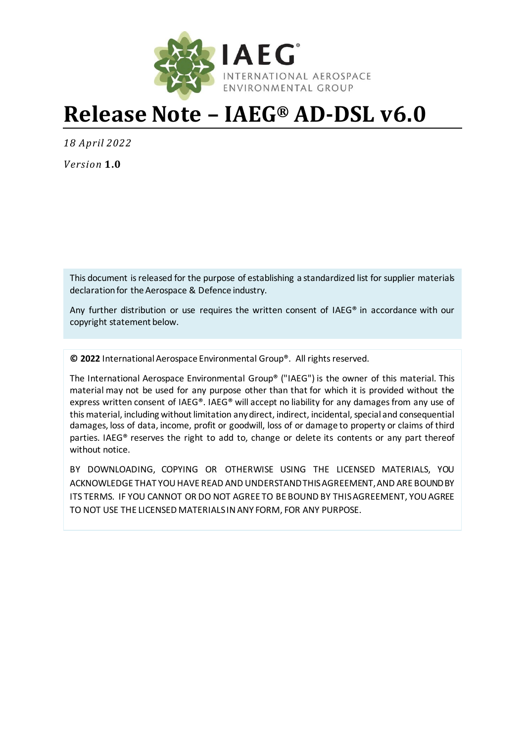IAEG®
INTERNATIONAL AEROSPACE
ENVIRONMENTAL GROUP

# Release Note – IAEG® AD-DSL v6.0

*18 April 2022*

*Version* **1.0**

This document is released for the purpose of establishing a standardized list for supplier materials declaration for the Aerospace & Defence industry.

Any further distribution or use requires the written consent of IAEG® in accordance with our copyright statement below.

**© 2022** International Aerospace Environmental Group®. All rights reserved.

The International Aerospace Environmental Group® ("IAEG") is the owner of this material. This material may not be used for any purpose other than that for which it is provided without the express written consent of IAEG®. IAEG® will accept no liability for any damages from any use of this material, including without limitation any direct, indirect, incidental, special and consequential damages, loss of data, income, profit or goodwill, loss of or damage to property or claims of third parties. IAEG® reserves the right to add to, change or delete its contents or any part thereof without notice.

BY DOWNLOADING, COPYING OR OTHERWISE USING THE LICENSED MATERIALS, YOU ACKNOWLEDGE THAT YOU HAVE READ AND UNDERSTAND THIS AGREEMENT, AND ARE BOUND BY ITS TERMS. IF YOU CANNOT OR DO NOT AGREE TO BE BOUND BY THIS AGREEMENT, YOU AGREE TO NOT USE THE LICENSED MATERIALS IN ANY FORM, FOR ANY PURPOSE.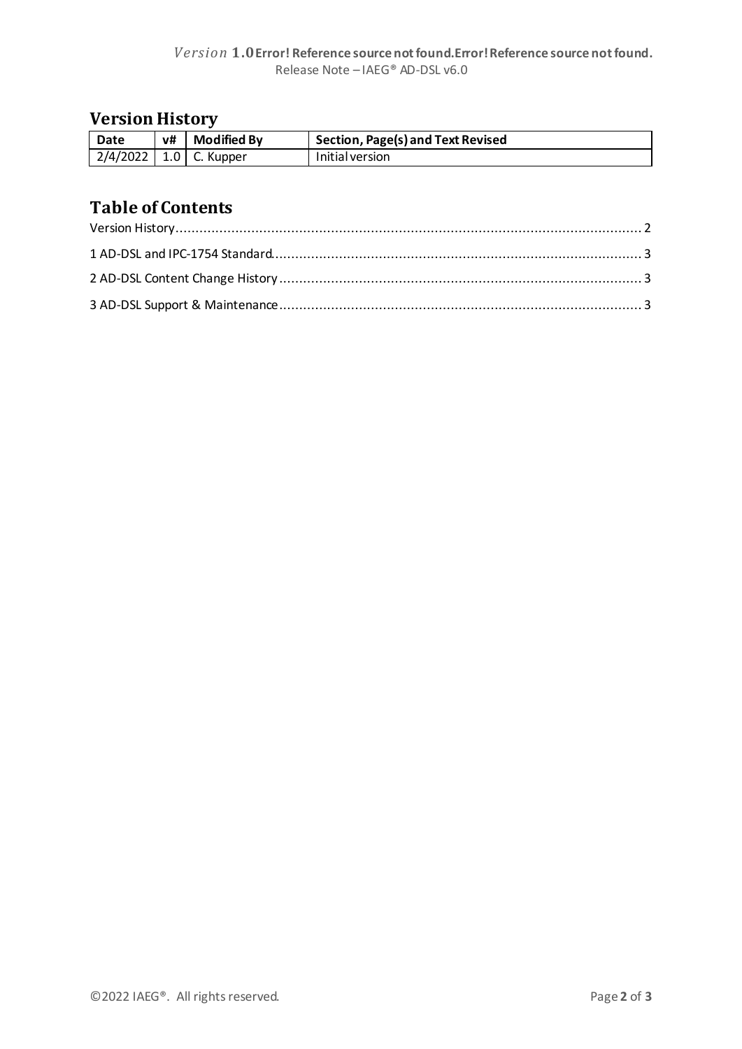## Version History

| Date | v# | Modified By | Section, Page(s) and Text Revised |
|---|---|---|---|
| 2/4/2022 | 1.0 | C. Kupper | Initial version |

## Table of Contents

Version History.......................................................... 2

1 AD-DSL and IPC-1754 Standard.......................................................... 3

2 AD-DSL Content Change History.......................................................... 3

3 AD-DSL Support & Maintenance.......................................................... 3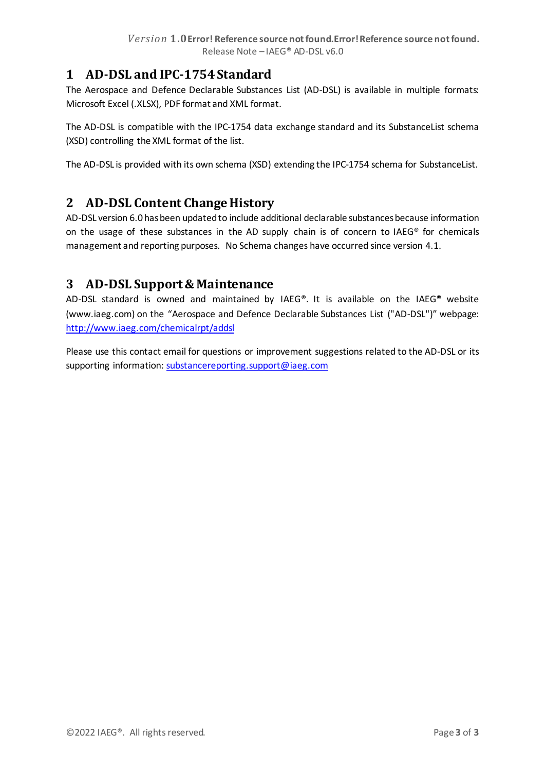# 1 AD-DSL and IPC-1754 Standard

The Aerospace and Defence Declarable Substances List (AD-DSL) is available in multiple formats: Microsoft Excel (.XLSX), PDF format and XML format.

The AD-DSL is compatible with the IPC-1754 data exchange standard and its SubstanceList schema (XSD) controlling the XML format of the list.

The AD-DSL is provided with its own schema (XSD) extending the IPC-1754 schema for SubstanceList.

# 2 AD-DSL Content Change History

AD-DSL version 6.0 has been updated to include additional declarable substances because information on the usage of these substances in the AD supply chain is of concern to IAEG® for chemicals management and reporting purposes. No Schema changes have occurred since version 4.1.

# 3 AD-DSL Support & Maintenance

AD-DSL standard is owned and maintained by IAEG®. It is available on the IAEG® website (www.iaeg.com) on the "Aerospace and Defence Declarable Substances List ("AD-DSL")" webpage: http://www.iaeg.com/chemicalrpt/addsl

Please use this contact email for questions or improvement suggestions related to the AD-DSL or its supporting information: substancereporting.support@iaeg.com